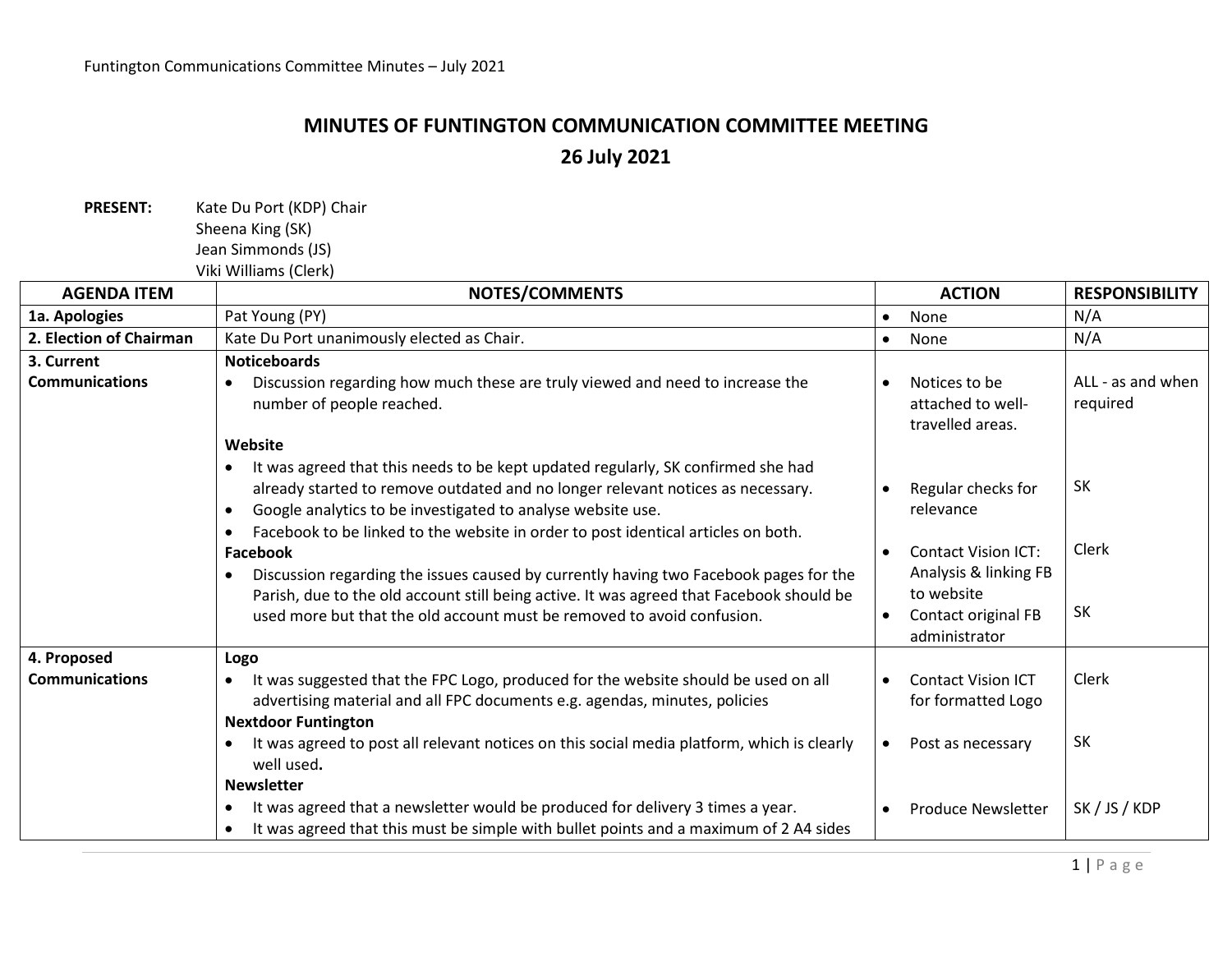# MINUTES OF FUNTINGTON COMMUNICATION COMMITTEE MEETING

## 26 July 2021

**PRESENT:** Kate Du Port (KDP) Chair
Sheena King (SK)
Jean Simmonds (JS)
Viki Williams (Clerk)

| AGENDA ITEM | NOTES/COMMENTS | ACTION | RESPONSIBILITY |
|---|---|---|---|
| **1a. Apologies** | Pat Young (PY) | • None | N/A |
| **2. Election of Chairman** | Kate Du Port unanimously elected as Chair. | • None | N/A |
| **3. Current Communications** | **Noticeboards**<br>• Discussion regarding how much these are truly viewed and need to increase the number of people reached. | • Notices to be attached to well-travelled areas. | ALL - as and when required |
| | **Website**<br>• It was agreed that this needs to be kept updated regularly, SK confirmed she had already started to remove outdated and no longer relevant notices as necessary.<br>• Google analytics to be investigated to analyse website use.<br>• Facebook to be linked to the website in order to post identical articles on both. | • Regular checks for relevance<br>• Contact Vision ICT: Analysis & linking FB to website | SK<br>Clerk |
| | **Facebook**<br>• Discussion regarding the issues caused by currently having two Facebook pages for the Parish, due to the old account still being active. It was agreed that Facebook should be used more but that the old account must be removed to avoid confusion. | • Contact original FB administrator | SK |
| **4. Proposed Communications** | **Logo**<br>• It was suggested that the FPC Logo, produced for the website should be used on all advertising material and all FPC documents e.g. agendas, minutes, policies | • Contact Vision ICT for formatted Logo | Clerk |
| | **Nextdoor Funtington**<br>• It was agreed to post all relevant notices on this social media platform, which is clearly well used. | • Post as necessary | SK |
| | **Newsletter**<br>• It was agreed that a newsletter would be produced for delivery 3 times a year.<br>• It was agreed that this must be simple with bullet points and a maximum of 2 A4 sides | • Produce Newsletter | SK / JS / KDP |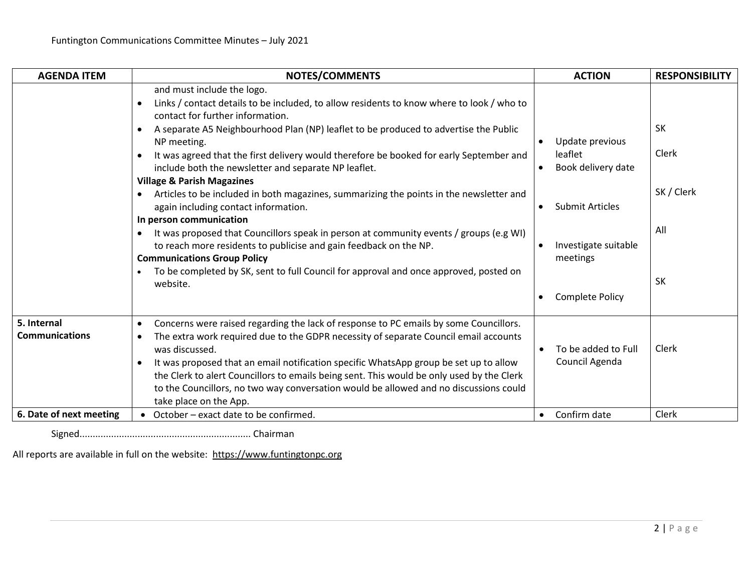| AGENDA ITEM | NOTES/COMMENTS | ACTION | RESPONSIBILITY |
|---|---|---|---|
| | and must include the logo.<br>• Links / contact details to be included, to allow residents to know where to look / who to contact for further information.<br>• A separate A5 Neighbourhood Plan (NP) leaflet to be produced to advertise the Public NP meeting.<br>• It was agreed that the first delivery would therefore be booked for early September and include both the newsletter and separate NP leaflet.<br>**Village & Parish Magazines**<br>• Articles to be included in both magazines, summarizing the points in the newsletter and again including contact information.<br>**In person communication**<br>• It was proposed that Councillors speak in person at community events / groups (e.g WI) to reach more residents to publicise and gain feedback on the NP.<br>**Communications Group Policy**<br>• To be completed by SK, sent to full Council for approval and once approved, posted on website. | • Update previous leaflet<br>• Book delivery date<br>• Submit Articles<br>• Investigate suitable meetings<br>• Complete Policy | SK<br>Clerk<br>SK / Clerk<br>All<br>SK |
| **5. Internal Communications** | • Concerns were raised regarding the lack of response to PC emails by some Councillors.<br>• The extra work required due to the GDPR necessity of separate Council email accounts was discussed.<br>• It was proposed that an email notification specific WhatsApp group be set up to allow the Clerk to alert Councillors to emails being sent. This would be only used by the Clerk to the Councillors, no two way conversation would be allowed and no discussions could take place on the App. | • To be added to Full Council Agenda | Clerk |
| **6. Date of next meeting** | • October – exact date to be confirmed. | • Confirm date | Clerk |

Signed................................................................ Chairman

All reports are available in full on the website: https://www.funtingtonpc.org